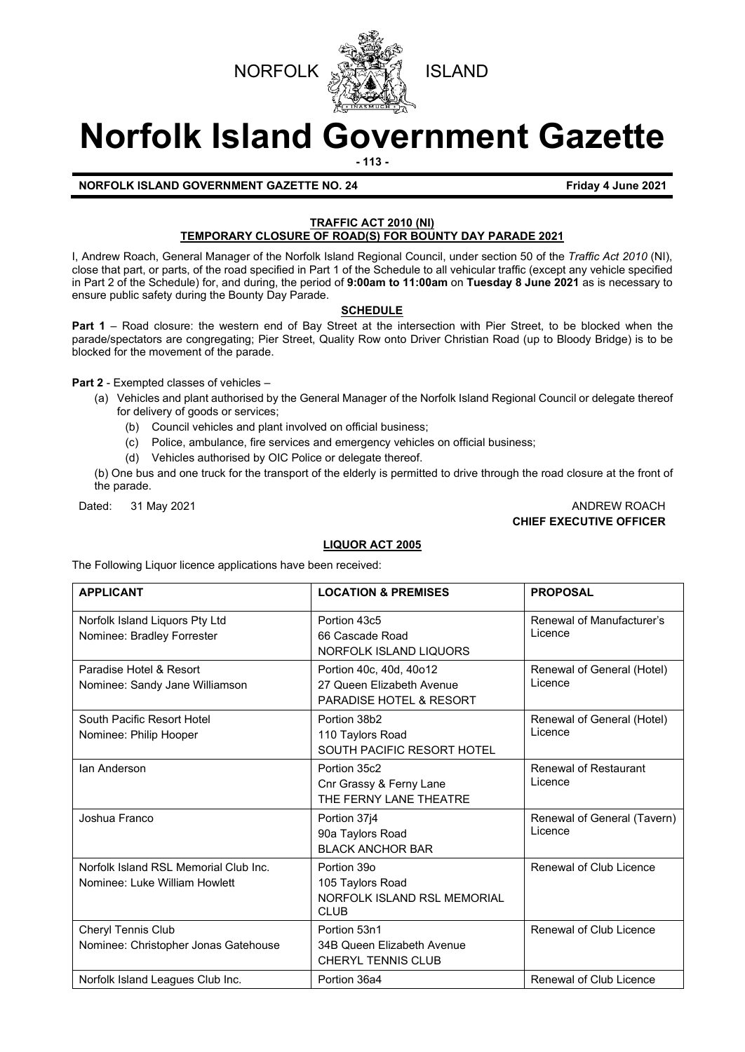NORFOLK ISLAND

# Norfolk Island Government Gazette

**NORFOLK ISLAND GOVERNMENT GAZETTE NO. 24** **Friday 4 June 2021**

**TRAFFIC ACT 2010 (NI)**
**TEMPORARY CLOSURE OF ROAD(S) FOR BOUNTY DAY PARADE 2021**

I, Andrew Roach, General Manager of the Norfolk Island Regional Council, under section 50 of the *Traffic Act 2010* (NI), close that part, or parts, of the road specified in Part 1 of the Schedule to all vehicular traffic (except any vehicle specified in Part 2 of the Schedule) for, and during, the period of **9:00am to 11:00am** on **Tuesday 8 June 2021** as is necessary to ensure public safety during the Bounty Day Parade.

**SCHEDULE**

**Part 1** – Road closure: the western end of Bay Street at the intersection with Pier Street, to be blocked when the parade/spectators are congregating; Pier Street, Quality Row onto Driver Christian Road (up to Bloody Bridge) is to be blocked for the movement of the parade.

**Part 2** - Exempted classes of vehicles –

(a) Vehicles and plant authorised by the General Manager of the Norfolk Island Regional Council or delegate thereof for delivery of goods or services;
  (b) Council vehicles and plant involved on official business;
  (c) Police, ambulance, fire services and emergency vehicles on official business;
  (d) Vehicles authorised by OIC Police or delegate thereof.

(b) One bus and one truck for the transport of the elderly is permitted to drive through the road closure at the front of the parade.

Dated: 31 May 2021

ANDREW ROACH
**CHIEF EXECUTIVE OFFICER**

**LIQUOR ACT 2005**

The Following Liquor licence applications have been received:

| APPLICANT | LOCATION & PREMISES | PROPOSAL |
|---|---|---|
| Norfolk Island Liquors Pty Ltd<br>Nominee: Bradley Forrester | Portion 43c5<br>66 Cascade Road<br>NORFOLK ISLAND LIQUORS | Renewal of Manufacturer's Licence |
| Paradise Hotel & Resort<br>Nominee: Sandy Jane Williamson | Portion 40c, 40d, 40o12<br>27 Queen Elizabeth Avenue<br>PARADISE HOTEL & RESORT | Renewal of General (Hotel) Licence |
| South Pacific Resort Hotel<br>Nominee: Philip Hooper | Portion 38b2<br>110 Taylors Road<br>SOUTH PACIFIC RESORT HOTEL | Renewal of General (Hotel) Licence |
| Ian Anderson | Portion 35c2<br>Cnr Grassy & Ferny Lane<br>THE FERNY LANE THEATRE | Renewal of Restaurant Licence |
| Joshua Franco | Portion 37j4<br>90a Taylors Road<br>BLACK ANCHOR BAR | Renewal of General (Tavern) Licence |
| Norfolk Island RSL Memorial Club Inc.<br>Nominee: Luke William Howlett | Portion 39o<br>105 Taylors Road<br>NORFOLK ISLAND RSL MEMORIAL CLUB | Renewal of Club Licence |
| Cheryl Tennis Club<br>Nominee: Christopher Jonas Gatehouse | Portion 53n1<br>34B Queen Elizabeth Avenue<br>CHERYL TENNIS CLUB | Renewal of Club Licence |
| Norfolk Island Leagues Club Inc. | Portion 36a4 | Renewal of Club Licence |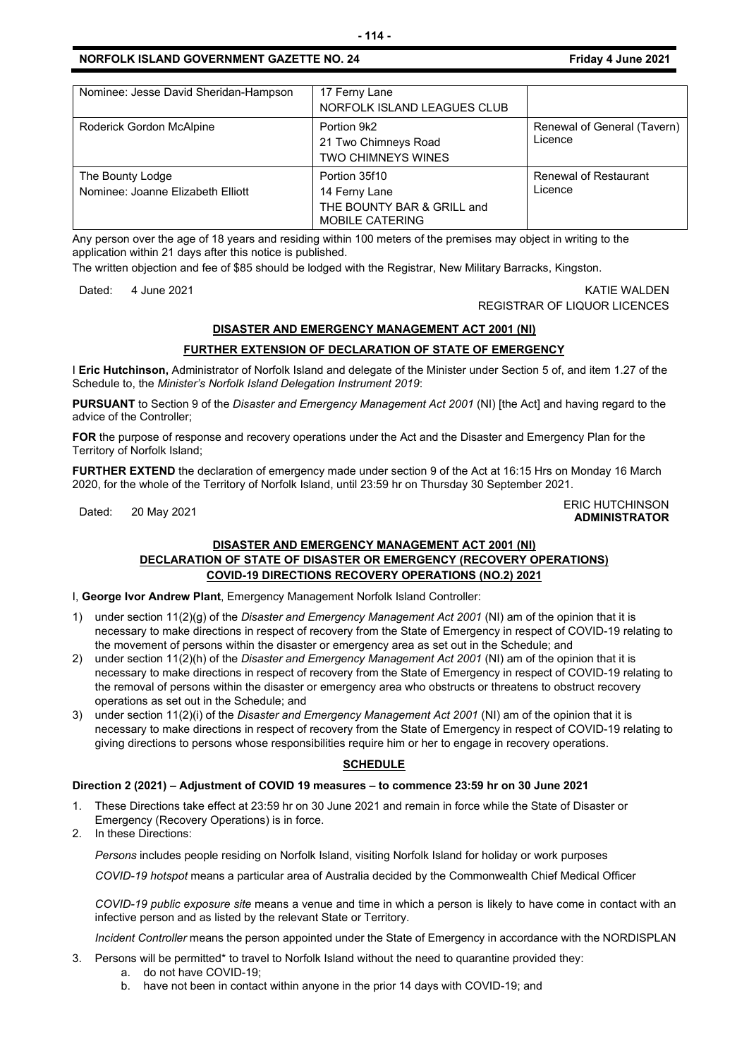| Nominee: Jesse David Sheridan-Hampson | 17 Ferny Lane<br>NORFOLK ISLAND LEAGUES CLUB | |
| --- | --- | --- |
| Roderick Gordon McAlpine | Portion 9k2<br>21 Two Chimneys Road<br>TWO CHIMNEYS WINES | Renewal of General (Tavern) Licence |
| The Bounty Lodge<br>Nominee: Joanne Elizabeth Elliott | Portion 35f10<br>14 Ferny Lane<br>THE BOUNTY BAR & GRILL and MOBILE CATERING | Renewal of Restaurant Licence |

Any person over the age of 18 years and residing within 100 meters of the premises may object in writing to the application within 21 days after this notice is published.

The written objection and fee of $85 should be lodged with the Registrar, New Military Barracks, Kingston.

Dated: 4 June 2021

KATIE WALDEN
REGISTRAR OF LIQUOR LICENCES

## DISASTER AND EMERGENCY MANAGEMENT ACT 2001 (NI)

## FURTHER EXTENSION OF DECLARATION OF STATE OF EMERGENCY

I **Eric Hutchinson,** Administrator of Norfolk Island and delegate of the Minister under Section 5 of, and item 1.27 of the Schedule to, the *Minister's Norfolk Island Delegation Instrument 2019*:

**PURSUANT** to Section 9 of the *Disaster and Emergency Management Act 2001* (NI) [the Act] and having regard to the advice of the Controller;

**FOR** the purpose of response and recovery operations under the Act and the Disaster and Emergency Plan for the Territory of Norfolk Island;

**FURTHER EXTEND** the declaration of emergency made under section 9 of the Act at 16:15 Hrs on Monday 16 March 2020, for the whole of the Territory of Norfolk Island, until 23:59 hr on Thursday 30 September 2021.

Dated: 20 May 2021

ERIC HUTCHINSON
**ADMINISTRATOR**

## DISASTER AND EMERGENCY MANAGEMENT ACT 2001 (NI)
## DECLARATION OF STATE OF DISASTER OR EMERGENCY (RECOVERY OPERATIONS)
## COVID-19 DIRECTIONS RECOVERY OPERATIONS (NO.2) 2021

I, **George Ivor Andrew Plant**, Emergency Management Norfolk Island Controller:

1) under section 11(2)(g) of the *Disaster and Emergency Management Act 2001* (NI) am of the opinion that it is necessary to make directions in respect of recovery from the State of Emergency in respect of COVID-19 relating to the movement of persons within the disaster or emergency area as set out in the Schedule; and
2) under section 11(2)(h) of the *Disaster and Emergency Management Act 2001* (NI) am of the opinion that it is necessary to make directions in respect of recovery from the State of Emergency in respect of COVID-19 relating to the removal of persons within the disaster or emergency area who obstructs or threatens to obstruct recovery operations as set out in the Schedule; and
3) under section 11(2)(i) of the *Disaster and Emergency Management Act 2001* (NI) am of the opinion that it is necessary to make directions in respect of recovery from the State of Emergency in respect of COVID-19 relating to giving directions to persons whose responsibilities require him or her to engage in recovery operations.

## SCHEDULE

**Direction 2 (2021) – Adjustment of COVID 19 measures – to commence 23:59 hr on 30 June 2021**

1. These Directions take effect at 23:59 hr on 30 June 2021 and remain in force while the State of Disaster or Emergency (Recovery Operations) is in force.
2. In these Directions:

   *Persons* includes people residing on Norfolk Island, visiting Norfolk Island for holiday or work purposes

   *COVID-19 hotspot* means a particular area of Australia decided by the Commonwealth Chief Medical Officer

   *COVID-19 public exposure site* means a venue and time in which a person is likely to have come in contact with an infective person and as listed by the relevant State or Territory.

   *Incident Controller* means the person appointed under the State of Emergency in accordance with the NORDISPLAN

3. Persons will be permitted* to travel to Norfolk Island without the need to quarantine provided they:
   a. do not have COVID-19;
   b. have not been in contact within anyone in the prior 14 days with COVID-19; and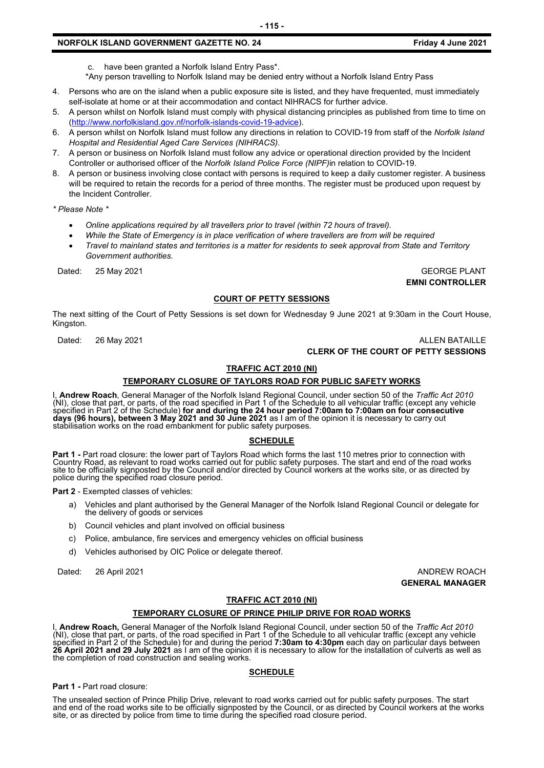c. have been granted a Norfolk Island Entry Pass*.

*Any person travelling to Norfolk Island may be denied entry without a Norfolk Island Entry Pass

4. Persons who are on the island when a public exposure site is listed, and they have frequented, must immediately self-isolate at home or at their accommodation and contact NIHRACS for further advice.
5. A person whilst on Norfolk Island must comply with physical distancing principles as published from time to time on (http://www.norfolkisland.gov.nf/norfolk-islands-covid-19-advice).
6. A person whilst on Norfolk Island must follow any directions in relation to COVID-19 from staff of the *Norfolk Island Hospital and Residential Aged Care Services (NIHRACS).*
7. A person or business on Norfolk Island must follow any advice or operational direction provided by the Incident Controller or authorised officer of the *Norfolk Island Police Force (NIPF)*in relation to COVID-19.
8. A person or business involving close contact with persons is required to keep a daily customer register. A business will be required to retain the records for a period of three months. The register must be produced upon request by the Incident Controller.

*\* Please Note \**

- *Online applications required by all travellers prior to travel (within 72 hours of travel).*
- *While the State of Emergency is in place verification of where travellers are from will be required*
- *Travel to mainland states and territories is a matter for residents to seek approval from State and Territory Government authorities.*

Dated: 25 May 2021

GEORGE PLANT
**EMNI CONTROLLER**

## COURT OF PETTY SESSIONS

The next sitting of the Court of Petty Sessions is set down for Wednesday 9 June 2021 at 9:30am in the Court House, Kingston.

Dated: 26 May 2021

ALLEN BATAILLE
**CLERK OF THE COURT OF PETTY SESSIONS**

## TRAFFIC ACT 2010 (NI)

### TEMPORARY CLOSURE OF TAYLORS ROAD FOR PUBLIC SAFETY WORKS

I, **Andrew Roach**, General Manager of the Norfolk Island Regional Council, under section 50 of the *Traffic Act 2010* (NI), close that part, or parts, of the road specified in Part 1 of the Schedule to all vehicular traffic (except any vehicle specified in Part 2 of the Schedule) **for and during the 24 hour period 7:00am to 7:00am on four consecutive days (96 hours), between 3 May 2021 and 30 June 2021** as I am of the opinion it is necessary to carry out stabilisation works on the road embankment for public safety purposes.

### SCHEDULE

**Part 1 -** Part road closure: the lower part of Taylors Road which forms the last 110 metres prior to connection with Country Road, as relevant to road works carried out for public safety purposes. The start and end of the road works site to be officially signposted by the Council and/or directed by Council workers at the works site, or as directed by police during the specified road closure period.

**Part 2** - Exempted classes of vehicles:

a) Vehicles and plant authorised by the General Manager of the Norfolk Island Regional Council or delegate for the delivery of goods or services
b) Council vehicles and plant involved on official business
c) Police, ambulance, fire services and emergency vehicles on official business
d) Vehicles authorised by OIC Police or delegate thereof.

Dated: 26 April 2021

ANDREW ROACH
**GENERAL MANAGER**

## TRAFFIC ACT 2010 (NI)

### TEMPORARY CLOSURE OF PRINCE PHILIP DRIVE FOR ROAD WORKS

I, **Andrew Roach,** General Manager of the Norfolk Island Regional Council, under section 50 of the *Traffic Act 2010* (NI), close that part, or parts, of the road specified in Part 1 of the Schedule to all vehicular traffic (except any vehicle specified in Part 2 of the Schedule) for and during the period **7:30am to 4:30pm** each day on particular days between **26 April 2021 and 29 July 2021** as I am of the opinion it is necessary to allow for the installation of culverts as well as the completion of road construction and sealing works.

### SCHEDULE

**Part 1 -** Part road closure:

The unsealed section of Prince Philip Drive, relevant to road works carried out for public safety purposes. The start and end of the road works site to be officially signposted by the Council, or as directed by Council workers at the works site, or as directed by police from time to time during the specified road closure period.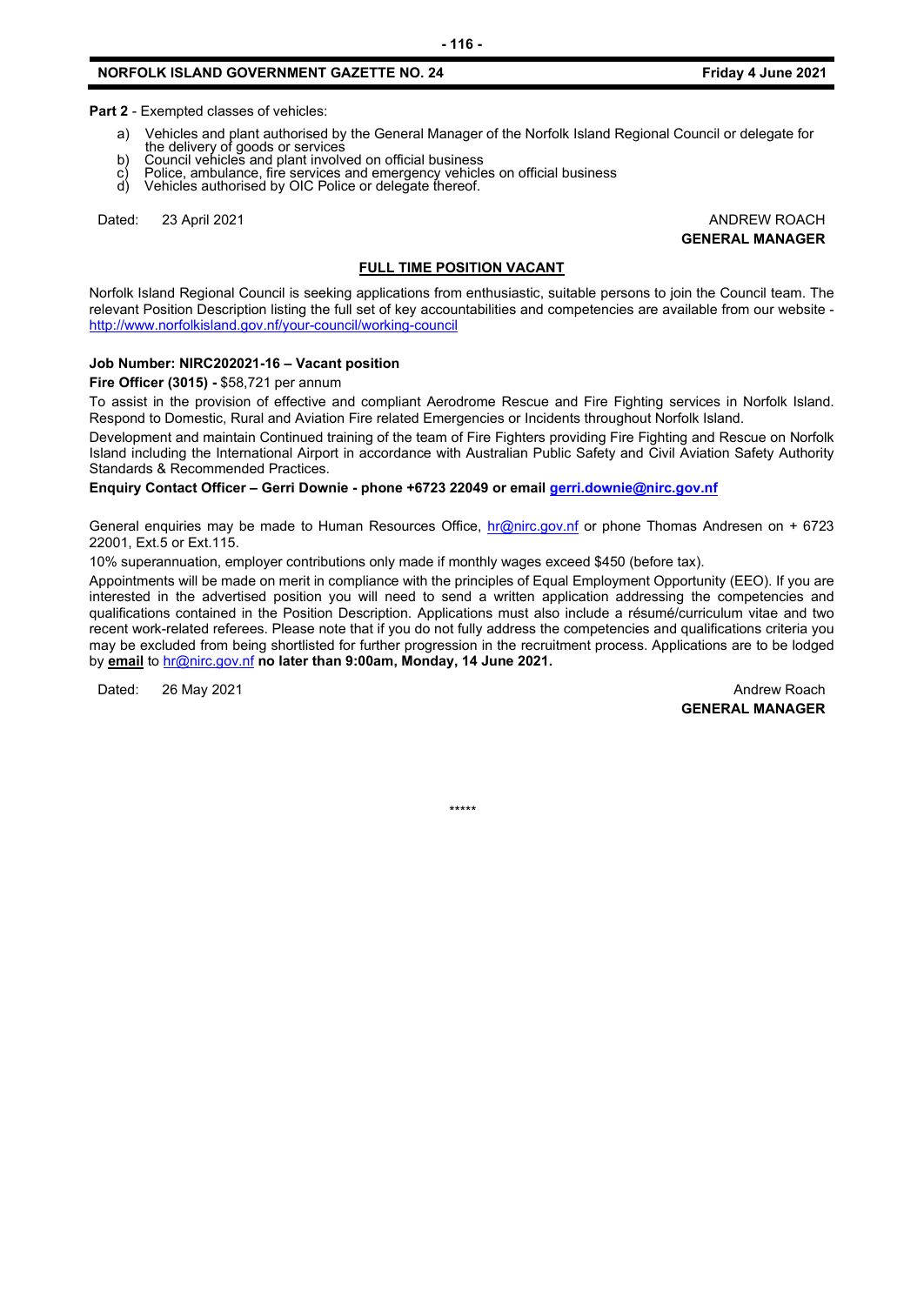**Part 2** - Exempted classes of vehicles:

a) Vehicles and plant authorised by the General Manager of the Norfolk Island Regional Council or delegate for the delivery of goods or services
b) Council vehicles and plant involved on official business
c) Police, ambulance, fire services and emergency vehicles on official business
d) Vehicles authorised by OIC Police or delegate thereof.

Dated: 23 April 2021

ANDREW ROACH
**GENERAL MANAGER**

## FULL TIME POSITION VACANT

Norfolk Island Regional Council is seeking applications from enthusiastic, suitable persons to join the Council team. The relevant Position Description listing the full set of key accountabilities and competencies are available from our website - http://www.norfolkisland.gov.nf/your-council/working-council

**Job Number: NIRC202021-16 – Vacant position**

**Fire Officer (3015) -** $58,721 per annum

To assist in the provision of effective and compliant Aerodrome Rescue and Fire Fighting services in Norfolk Island. Respond to Domestic, Rural and Aviation Fire related Emergencies or Incidents throughout Norfolk Island.

Development and maintain Continued training of the team of Fire Fighters providing Fire Fighting and Rescue on Norfolk Island including the International Airport in accordance with Australian Public Safety and Civil Aviation Safety Authority Standards & Recommended Practices.

**Enquiry Contact Officer – Gerri Downie - phone +6723 22049 or email gerri.downie@nirc.gov.nf**

General enquiries may be made to Human Resources Office, hr@nirc.gov.nf or phone Thomas Andresen on + 6723 22001, Ext.5 or Ext.115.

10% superannuation, employer contributions only made if monthly wages exceed $450 (before tax).

Appointments will be made on merit in compliance with the principles of Equal Employment Opportunity (EEO). If you are interested in the advertised position you will need to send a written application addressing the competencies and qualifications contained in the Position Description. Applications must also include a résumé/curriculum vitae and two recent work-related referees. Please note that if you do not fully address the competencies and qualifications criteria you may be excluded from being shortlisted for further progression in the recruitment process. Applications are to be lodged by **email** to hr@nirc.gov.nf **no later than 9:00am, Monday, 14 June 2021.**

Dated: 26 May 2021

Andrew Roach
**GENERAL MANAGER**

*****